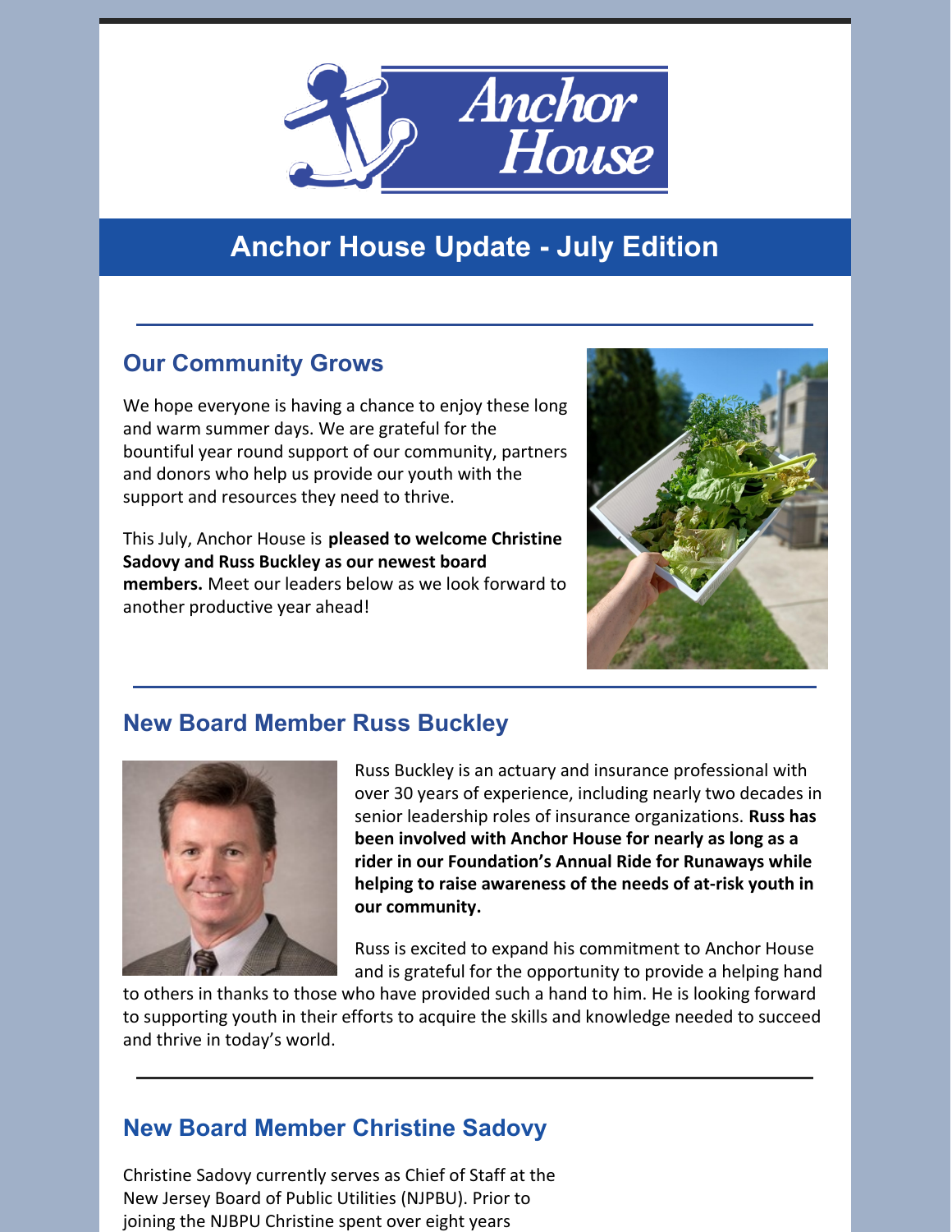# Anchor House Update - July Edition

## Our Community Grows

We hope everyone is having a chance to enjoy these long and warm summer days. We are grateful for the bountiful year round support of our community, partners and donors who help us provide our youth with the support and resources they need to thrive.

This July, Anchor House is **pleased to welcome Christine Sadovy and Russ Buckley as our newest board members.** Meet our leaders below as we look forward to another productive year ahead!

## New Board Member Russ Buckley

Russ Buckley is an actuary and insurance professional with over 30 years of experience, including nearly two decades in senior leadership roles of insurance organizations. **Russ has been involved with Anchor House for nearly as long as a rider in our Foundation's Annual Ride for Runaways while helping to raise awareness of the needs of at-risk youth in our community.**

Russ is excited to expand his commitment to Anchor House and is grateful for the opportunity to provide a helping hand to others in thanks to those who have provided such a hand to him. He is looking forward to supporting youth in their efforts to acquire the skills and knowledge needed to succeed and thrive in today's world.

## New Board Member Christine Sadovy

Christine Sadovy currently serves as Chief of Staff at the New Jersey Board of Public Utilities (NJPBU). Prior to joining the NJBPU Christine spent over eight years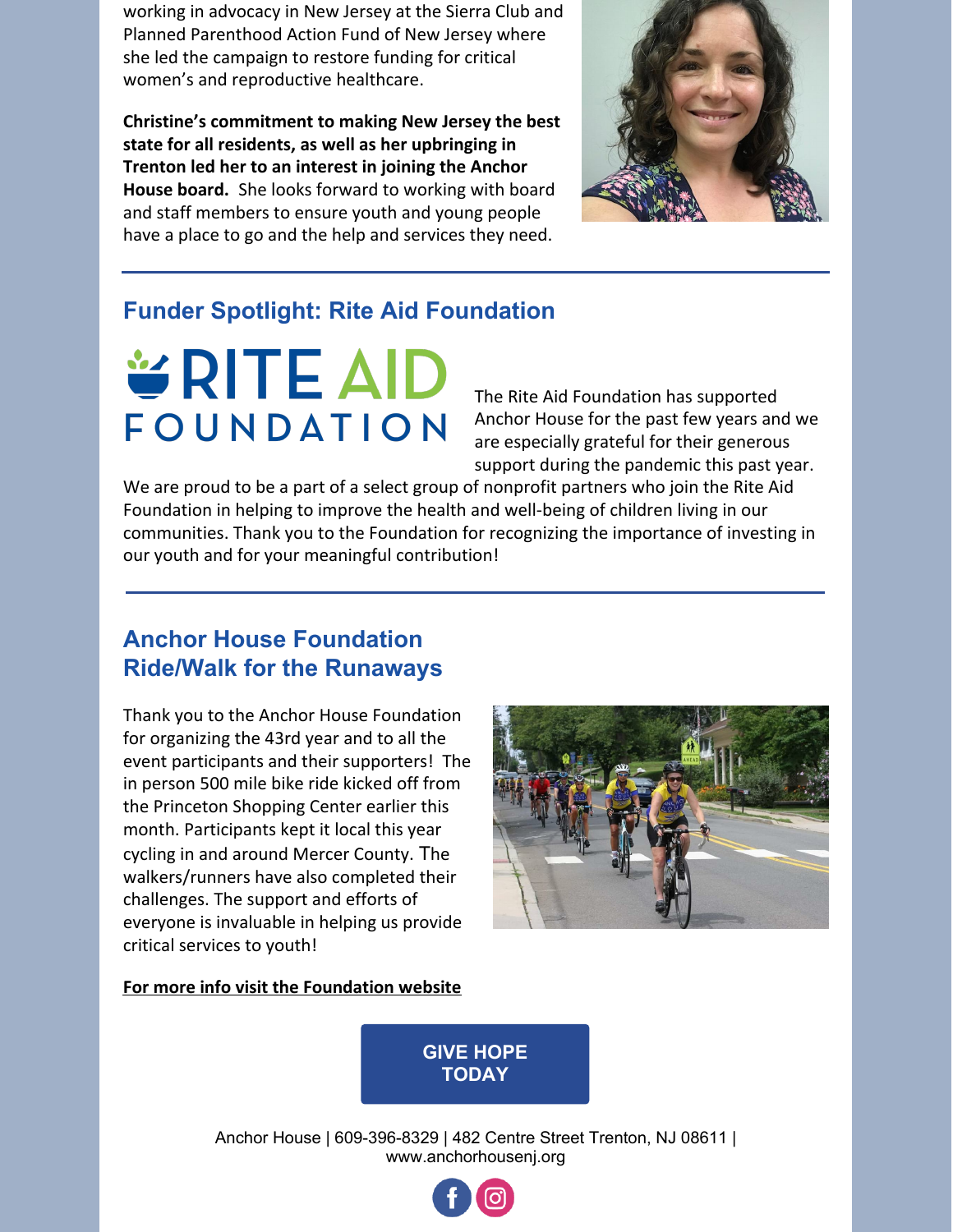working in advocacy in New Jersey at the Sierra Club and Planned Parenthood Action Fund of New Jersey where she led the campaign to restore funding for critical women's and reproductive healthcare.

**Christine's commitment to making New Jersey the best state for all residents, as well as her upbringing in Trenton led her to an interest in joining the Anchor House board.** She looks forward to working with board and staff members to ensure youth and young people have a place to go and the help and services they need.

---

## Funder Spotlight: Rite Aid Foundation

RITE AID FOUNDATION

The Rite Aid Foundation has supported Anchor House for the past few years and we are especially grateful for their generous support during the pandemic this past year. We are proud to be a part of a select group of nonprofit partners who join the Rite Aid Foundation in helping to improve the health and well-being of children living in our communities. Thank you to the Foundation for recognizing the importance of investing in our youth and for your meaningful contribution!

---

## Anchor House Foundation Ride/Walk for the Runaways

Thank you to the Anchor House Foundation for organizing the 43rd year and to all the event participants and their supporters! The in person 500 mile bike ride kicked off from the Princeton Shopping Center earlier this month. Participants kept it local this year cycling in and around Mercer County. The walkers/runners have also completed their challenges. The support and efforts of everyone is invaluable in helping us provide critical services to youth!

**For more info visit the Foundation website**

**GIVE HOPE TODAY**

Anchor House | 609-396-8329 | 482 Centre Street Trenton, NJ 08611 | www.anchorhousenj.org